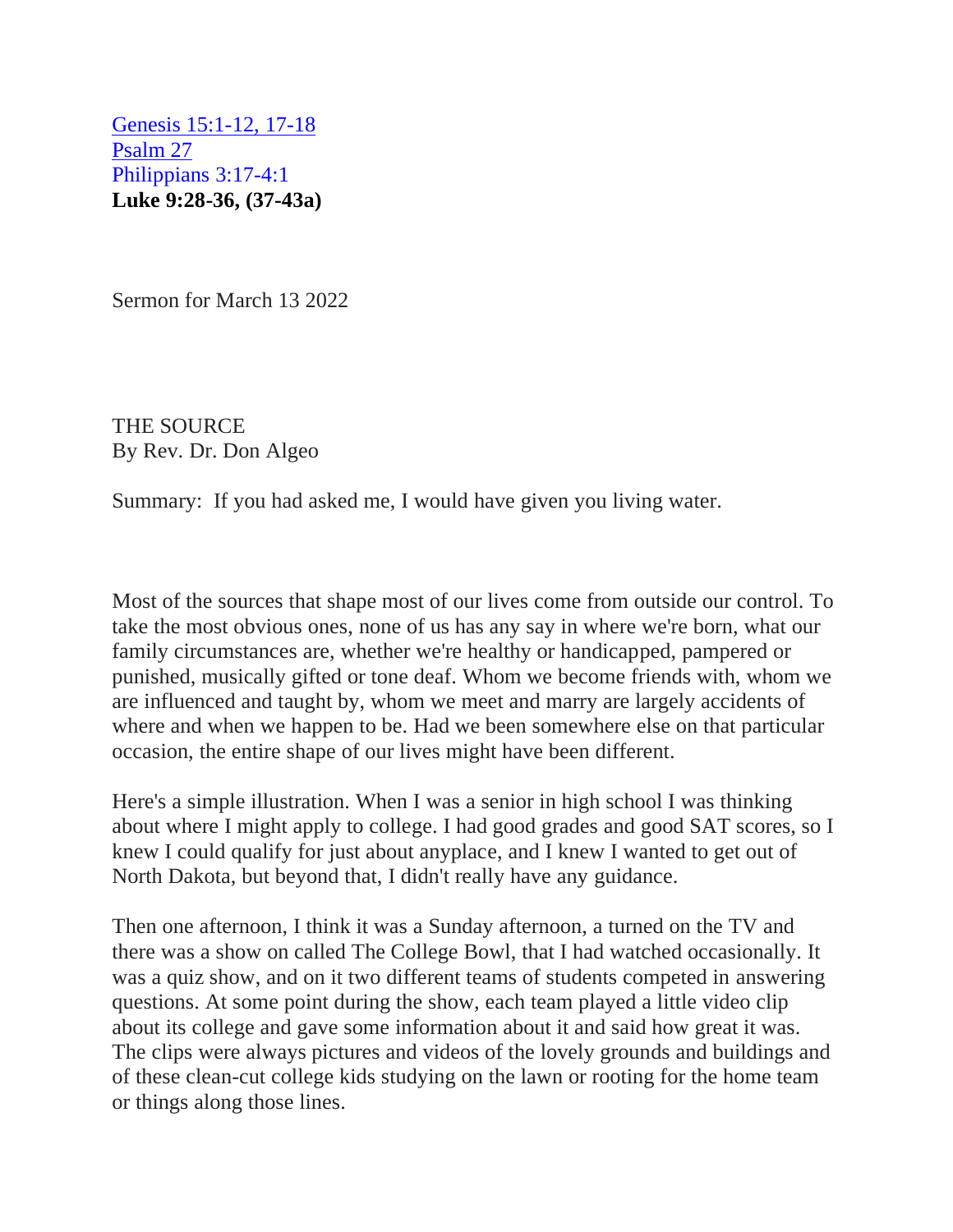Genesis 15:1-12, 17-18
Psalm 27
Philippians 3:17-4:1
**Luke 9:28-36, (37-43a)**

Sermon for March 13 2022

THE SOURCE
By Rev. Dr. Don Algeo

Summary: If you had asked me, I would have given you living water.

Most of the sources that shape most of our lives come from outside our control. To take the most obvious ones, none of us has any say in where we're born, what our family circumstances are, whether we're healthy or handicapped, pampered or punished, musically gifted or tone deaf. Whom we become friends with, whom we are influenced and taught by, whom we meet and marry are largely accidents of where and when we happen to be. Had we been somewhere else on that particular occasion, the entire shape of our lives might have been different.

Here's a simple illustration. When I was a senior in high school I was thinking about where I might apply to college. I had good grades and good SAT scores, so I knew I could qualify for just about anyplace, and I knew I wanted to get out of North Dakota, but beyond that, I didn't really have any guidance.

Then one afternoon, I think it was a Sunday afternoon, a turned on the TV and there was a show on called The College Bowl, that I had watched occasionally. It was a quiz show, and on it two different teams of students competed in answering questions. At some point during the show, each team played a little video clip about its college and gave some information about it and said how great it was. The clips were always pictures and videos of the lovely grounds and buildings and of these clean-cut college kids studying on the lawn or rooting for the home team or things along those lines.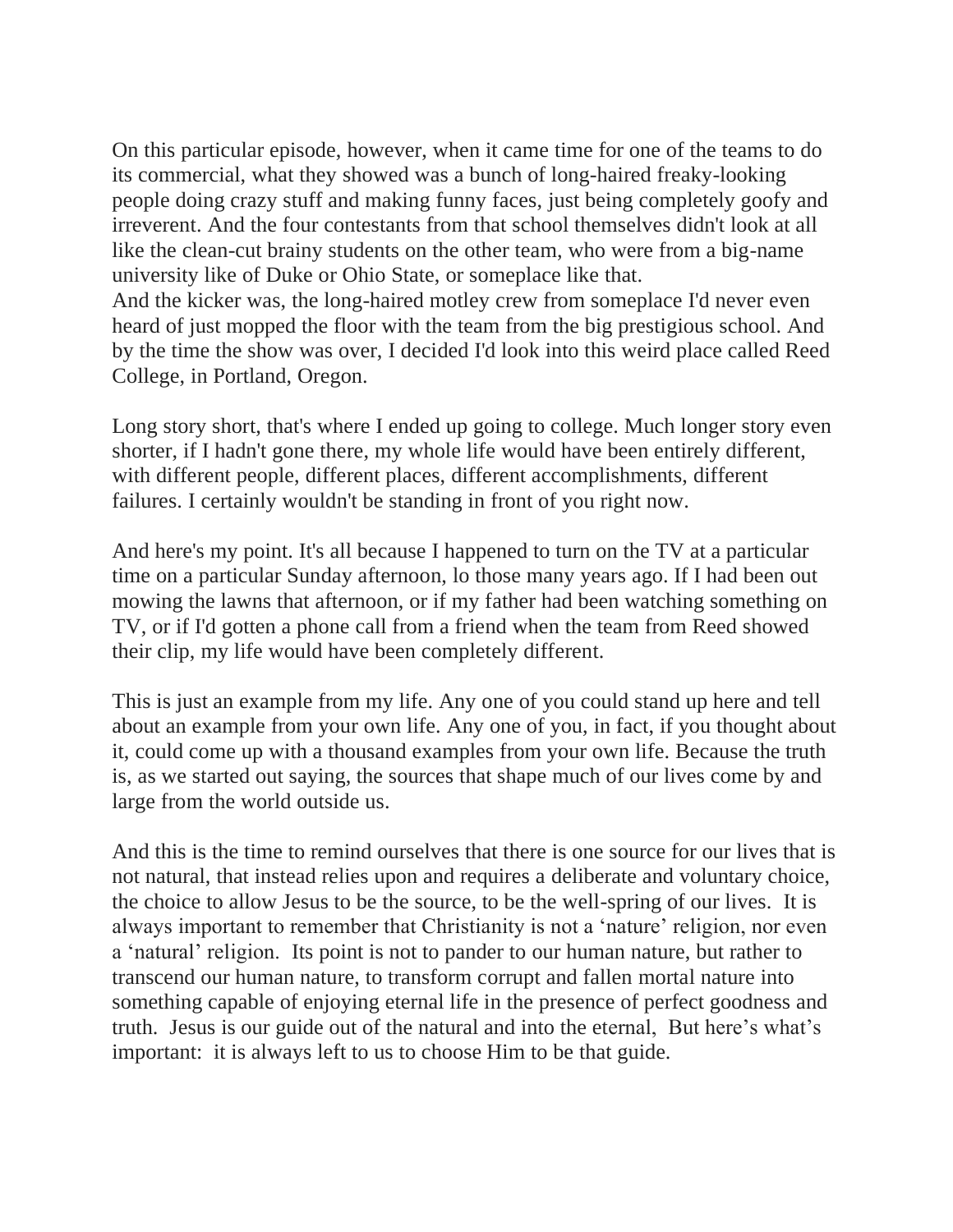On this particular episode, however, when it came time for one of the teams to do its commercial, what they showed was a bunch of long-haired freaky-looking people doing crazy stuff and making funny faces, just being completely goofy and irreverent. And the four contestants from that school themselves didn't look at all like the clean-cut brainy students on the other team, who were from a big-name university like of Duke or Ohio State, or someplace like that.
And the kicker was, the long-haired motley crew from someplace I'd never even heard of just mopped the floor with the team from the big prestigious school. And by the time the show was over, I decided I'd look into this weird place called Reed College, in Portland, Oregon.

Long story short, that's where I ended up going to college. Much longer story even shorter, if I hadn't gone there, my whole life would have been entirely different, with different people, different places, different accomplishments, different failures. I certainly wouldn't be standing in front of you right now.

And here's my point. It's all because I happened to turn on the TV at a particular time on a particular Sunday afternoon, lo those many years ago. If I had been out mowing the lawns that afternoon, or if my father had been watching something on TV, or if I'd gotten a phone call from a friend when the team from Reed showed their clip, my life would have been completely different.

This is just an example from my life. Any one of you could stand up here and tell about an example from your own life. Any one of you, in fact, if you thought about it, could come up with a thousand examples from your own life. Because the truth is, as we started out saying, the sources that shape much of our lives come by and large from the world outside us.

And this is the time to remind ourselves that there is one source for our lives that is not natural, that instead relies upon and requires a deliberate and voluntary choice, the choice to allow Jesus to be the source, to be the well-spring of our lives. It is always important to remember that Christianity is not a 'nature' religion, nor even a 'natural' religion. Its point is not to pander to our human nature, but rather to transcend our human nature, to transform corrupt and fallen mortal nature into something capable of enjoying eternal life in the presence of perfect goodness and truth. Jesus is our guide out of the natural and into the eternal, But here's what's important: it is always left to us to choose Him to be that guide.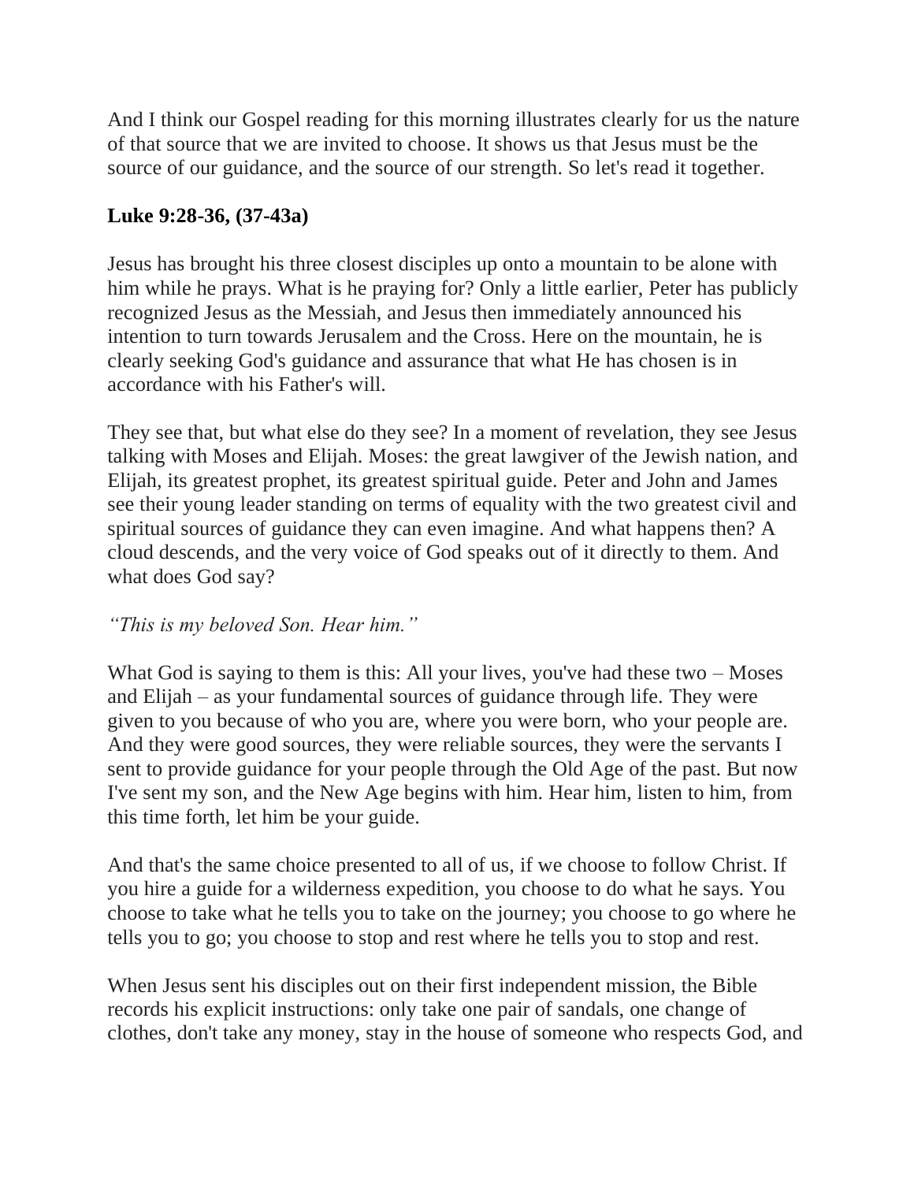And I think our Gospel reading for this morning illustrates clearly for us the nature of that source that we are invited to choose. It shows us that Jesus must be the source of our guidance, and the source of our strength. So let's read it together.

**Luke 9:28-36, (37-43a)**

Jesus has brought his three closest disciples up onto a mountain to be alone with him while he prays. What is he praying for? Only a little earlier, Peter has publicly recognized Jesus as the Messiah, and Jesus then immediately announced his intention to turn towards Jerusalem and the Cross. Here on the mountain, he is clearly seeking God's guidance and assurance that what He has chosen is in accordance with his Father's will.

They see that, but what else do they see? In a moment of revelation, they see Jesus talking with Moses and Elijah. Moses: the great lawgiver of the Jewish nation, and Elijah, its greatest prophet, its greatest spiritual guide. Peter and John and James see their young leader standing on terms of equality with the two greatest civil and spiritual sources of guidance they can even imagine. And what happens then? A cloud descends, and the very voice of God speaks out of it directly to them. And what does God say?

*"This is my beloved Son. Hear him."*

What God is saying to them is this: All your lives, you've had these two – Moses and Elijah – as your fundamental sources of guidance through life. They were given to you because of who you are, where you were born, who your people are. And they were good sources, they were reliable sources, they were the servants I sent to provide guidance for your people through the Old Age of the past. But now I've sent my son, and the New Age begins with him. Hear him, listen to him, from this time forth, let him be your guide.

And that's the same choice presented to all of us, if we choose to follow Christ. If you hire a guide for a wilderness expedition, you choose to do what he says. You choose to take what he tells you to take on the journey; you choose to go where he tells you to go; you choose to stop and rest where he tells you to stop and rest.

When Jesus sent his disciples out on their first independent mission, the Bible records his explicit instructions: only take one pair of sandals, one change of clothes, don't take any money, stay in the house of someone who respects God, and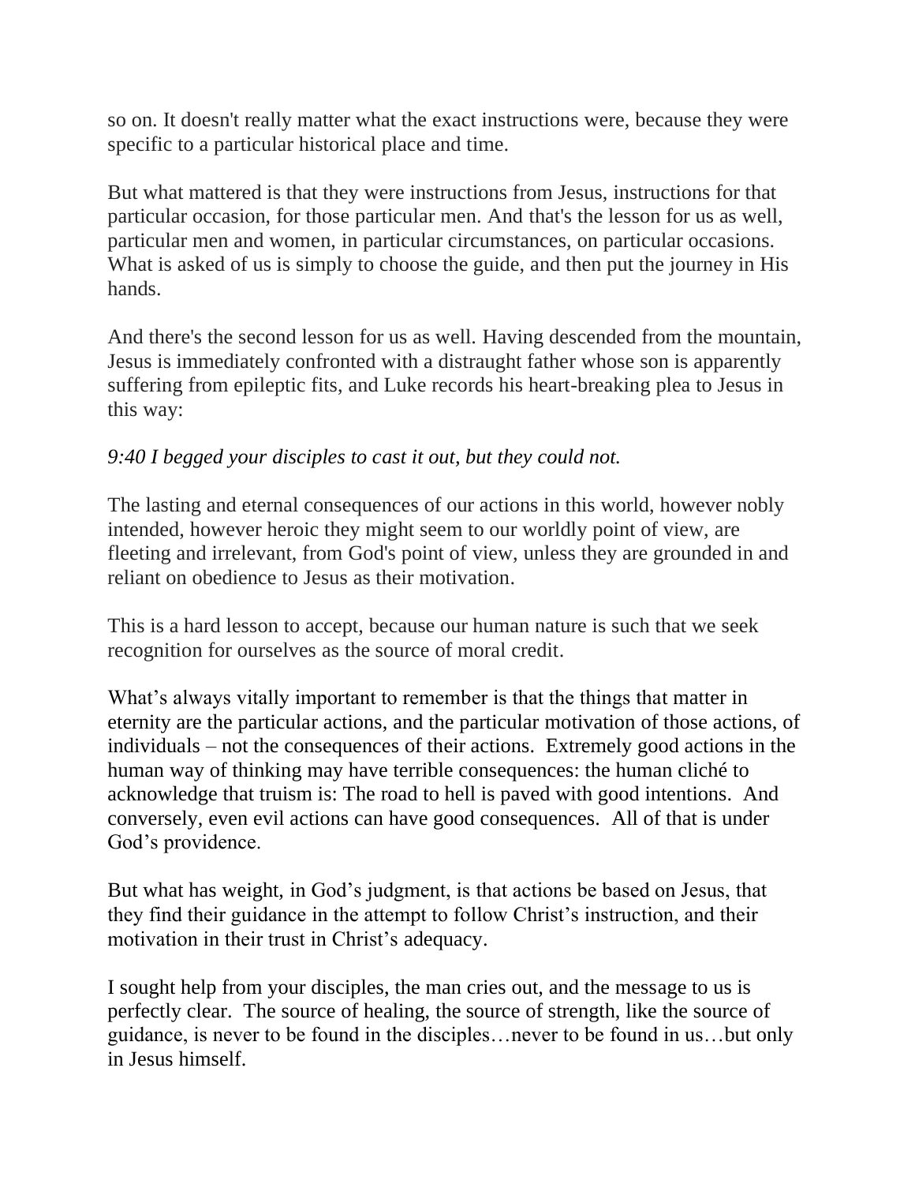so on. It doesn't really matter what the exact instructions were, because they were specific to a particular historical place and time.

But what mattered is that they were instructions from Jesus, instructions for that particular occasion, for those particular men. And that's the lesson for us as well, particular men and women, in particular circumstances, on particular occasions. What is asked of us is simply to choose the guide, and then put the journey in His hands.

And there's the second lesson for us as well. Having descended from the mountain, Jesus is immediately confronted with a distraught father whose son is apparently suffering from epileptic fits, and Luke records his heart-breaking plea to Jesus in this way:

*9:40 I begged your disciples to cast it out, but they could not.*

The lasting and eternal consequences of our actions in this world, however nobly intended, however heroic they might seem to our worldly point of view, are fleeting and irrelevant, from God's point of view, unless they are grounded in and reliant on obedience to Jesus as their motivation.

This is a hard lesson to accept, because our human nature is such that we seek recognition for ourselves as the source of moral credit.

What's always vitally important to remember is that the things that matter in eternity are the particular actions, and the particular motivation of those actions, of individuals – not the consequences of their actions. Extremely good actions in the human way of thinking may have terrible consequences: the human cliché to acknowledge that truism is: The road to hell is paved with good intentions. And conversely, even evil actions can have good consequences. All of that is under God's providence.

But what has weight, in God's judgment, is that actions be based on Jesus, that they find their guidance in the attempt to follow Christ's instruction, and their motivation in their trust in Christ's adequacy.

I sought help from your disciples, the man cries out, and the message to us is perfectly clear. The source of healing, the source of strength, like the source of guidance, is never to be found in the disciples…never to be found in us…but only in Jesus himself.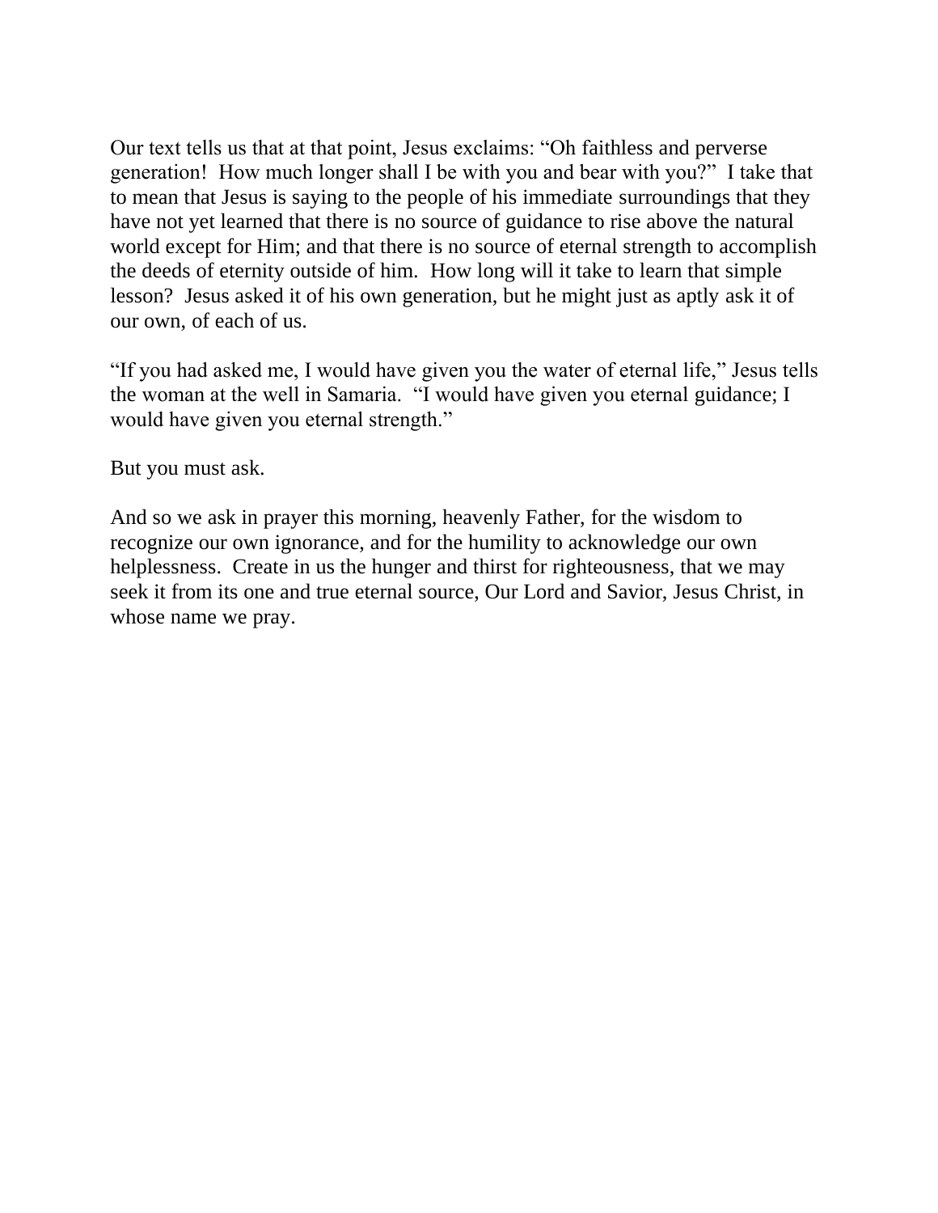Our text tells us that at that point, Jesus exclaims: “Oh faithless and perverse generation! How much longer shall I be with you and bear with you?” I take that to mean that Jesus is saying to the people of his immediate surroundings that they have not yet learned that there is no source of guidance to rise above the natural world except for Him; and that there is no source of eternal strength to accomplish the deeds of eternity outside of him. How long will it take to learn that simple lesson? Jesus asked it of his own generation, but he might just as aptly ask it of our own, of each of us.

“If you had asked me, I would have given you the water of eternal life,” Jesus tells the woman at the well in Samaria. “I would have given you eternal guidance; I would have given you eternal strength.”

But you must ask.

And so we ask in prayer this morning, heavenly Father, for the wisdom to recognize our own ignorance, and for the humility to acknowledge our own helplessness. Create in us the hunger and thirst for righteousness, that we may seek it from its one and true eternal source, Our Lord and Savior, Jesus Christ, in whose name we pray.